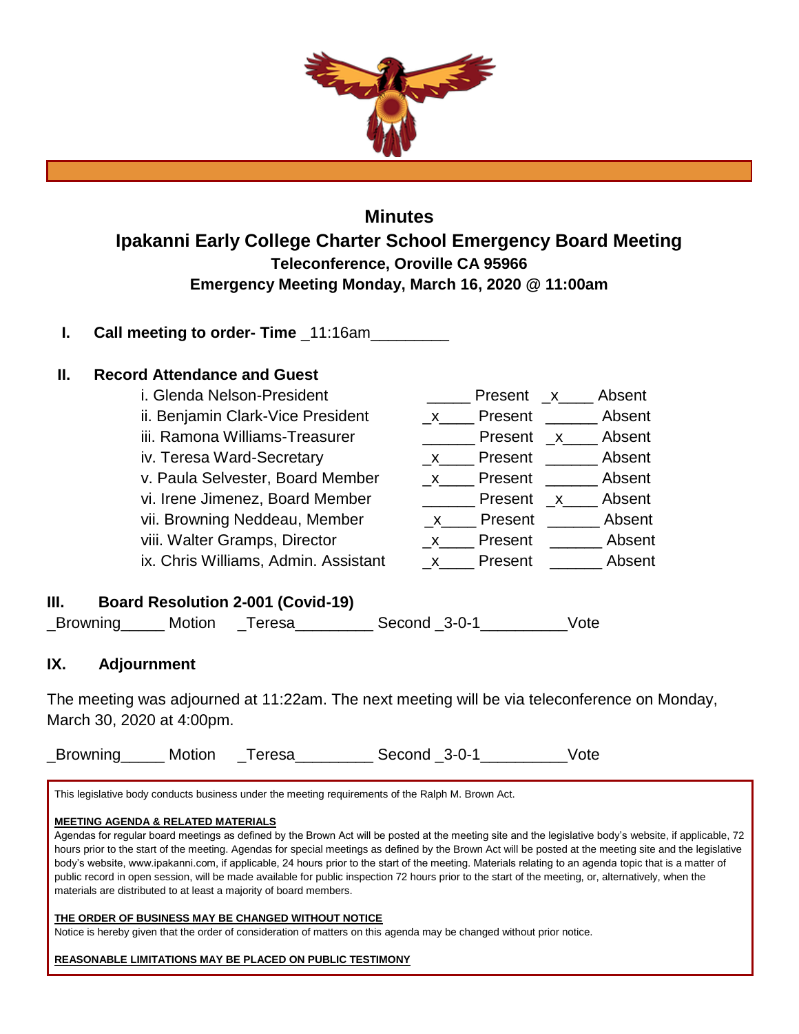# Minutes

## Ipakanni Early College Charter School Emergency Board Meeting

### Teleconference, Oroville CA 95966

### Emergency Meeting Monday, March 16, 2020 @ 11:00am

**I. Call meeting to order- Time** _11:16am_________

**II. Record Attendance and Guest**

| | | |
|---|---|---|
| i. Glenda Nelson-President | _____ Present | _x____ Absent |
| ii. Benjamin Clark-Vice President | _x____ Present | ______ Absent |
| iii. Ramona Williams-Treasurer | ______ Present | _x____ Absent |
| iv. Teresa Ward-Secretary | _x____ Present | ______ Absent |
| v. Paula Selvester, Board Member | _x____ Present | ______ Absent |
| vi. Irene Jimenez, Board Member | ______ Present | _x____ Absent |
| vii. Browning Neddeau, Member | _x____ Present | ______ Absent |
| viii. Walter Gramps, Director | _x____ Present | ______ Absent |
| ix. Chris Williams, Admin. Assistant | _x____ Present | ______ Absent |

**III. Board Resolution 2-001 (Covid-19)**

_Browning_____ Motion _Teresa_________ Second _3-0-1__________Vote

**IX. Adjournment**

The meeting was adjourned at 11:22am. The next meeting will be via teleconference on Monday, March 30, 2020 at 4:00pm.

_Browning_____ Motion _Teresa_________ Second _3-0-1__________Vote

This legislative body conducts business under the meeting requirements of the Ralph M. Brown Act.

**MEETING AGENDA & RELATED MATERIALS**

Agendas for regular board meetings as defined by the Brown Act will be posted at the meeting site and the legislative body's website, if applicable, 72 hours prior to the start of the meeting. Agendas for special meetings as defined by the Brown Act will be posted at the meeting site and the legislative body's website, www.ipakanni.com, if applicable, 24 hours prior to the start of the meeting. Materials relating to an agenda topic that is a matter of public record in open session, will be made available for public inspection 72 hours prior to the start of the meeting, or, alternatively, when the materials are distributed to at least a majority of board members.

**THE ORDER OF BUSINESS MAY BE CHANGED WITHOUT NOTICE**

Notice is hereby given that the order of consideration of matters on this agenda may be changed without prior notice.

**REASONABLE LIMITATIONS MAY BE PLACED ON PUBLIC TESTIMONY**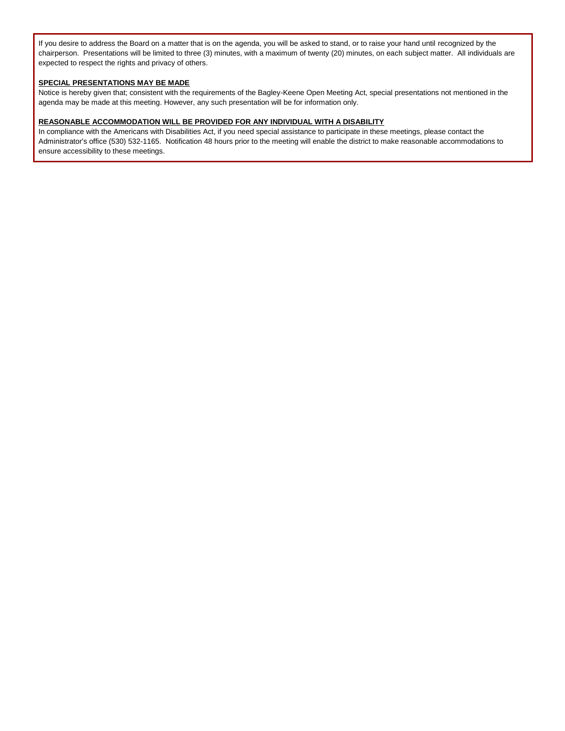If you desire to address the Board on a matter that is on the agenda, you will be asked to stand, or to raise your hand until recognized by the chairperson. Presentations will be limited to three (3) minutes, with a maximum of twenty (20) minutes, on each subject matter. All individuals are expected to respect the rights and privacy of others.

**SPECIAL PRESENTATIONS MAY BE MADE**

Notice is hereby given that; consistent with the requirements of the Bagley-Keene Open Meeting Act, special presentations not mentioned in the agenda may be made at this meeting. However, any such presentation will be for information only.

**REASONABLE ACCOMMODATION WILL BE PROVIDED FOR ANY INDIVIDUAL WITH A DISABILITY**

In compliance with the Americans with Disabilities Act, if you need special assistance to participate in these meetings, please contact the Administrator's office (530) 532-1165. Notification 48 hours prior to the meeting will enable the district to make reasonable accommodations to ensure accessibility to these meetings.